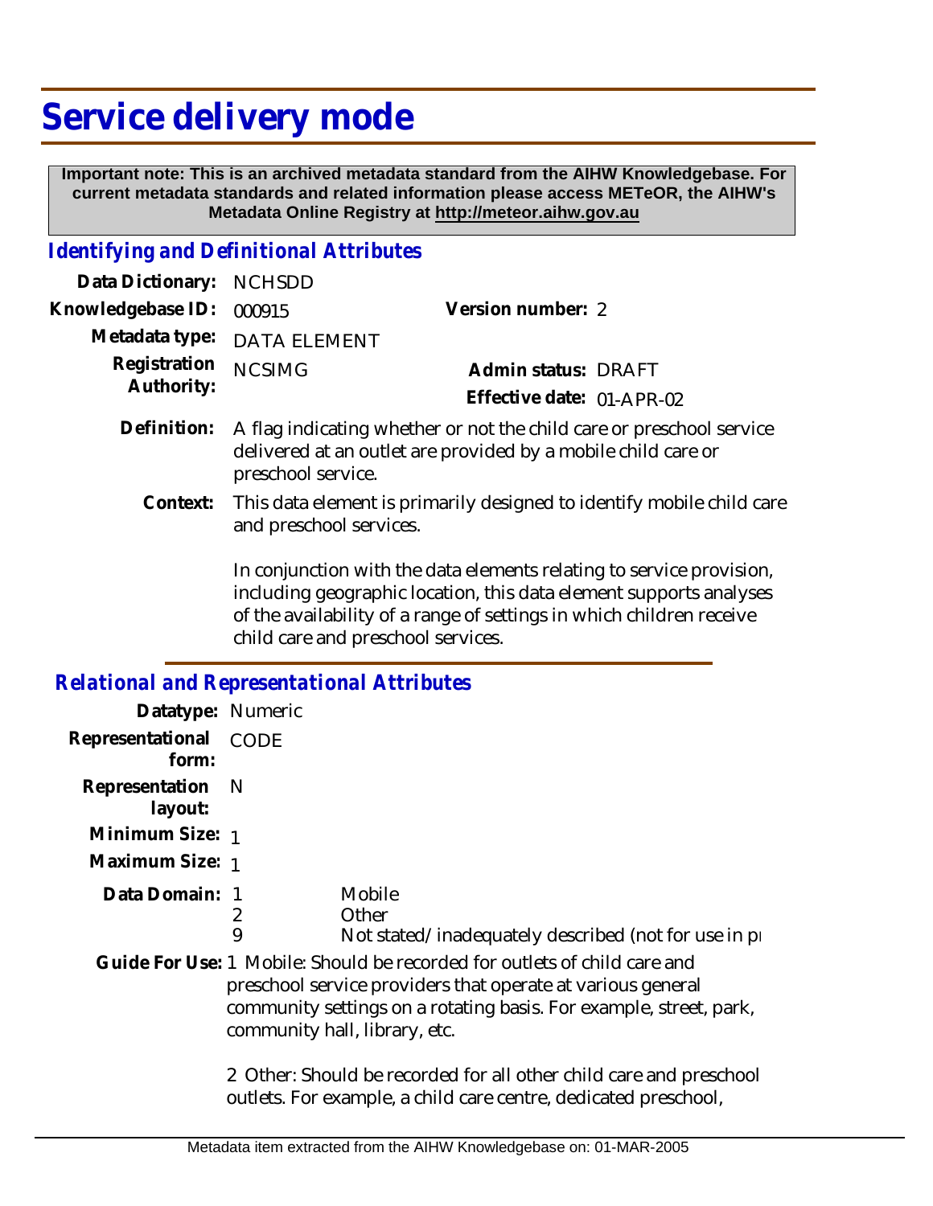# Service delivery mode

**Important note: This is an archived metadata standard from the AIHW Knowledgebase. For current metadata standards and related information please access METeOR, the AIHW's Metadata Online Registry at http://meteor.aihw.gov.au**

## Identifying and Definitional Attributes

**Data Dictionary:** NCHSDD

**Knowledgebase ID:** 000915

**Version number:** 2

**Metadata type:** DATA ELEMENT

**Registration Authority:** NCSIMG

**Admin status:** DRAFT

**Effective date:** 01-APR-02

**Definition:** A flag indicating whether or not the child care or preschool service delivered at an outlet are provided by a mobile child care or preschool service.

**Context:** This data element is primarily designed to identify mobile child care and preschool services.

In conjunction with the data elements relating to service provision, including geographic location, this data element supports analyses of the availability of a range of settings in which children receive child care and preschool services.

## Relational and Representational Attributes

**Datatype:** Numeric

**Representational form:** CODE

**Representation layout:** N

**Minimum Size:** 1

**Maximum Size:** 1

**Data Domain:**

| Code | Description |
|---|---|
| 1 | Mobile |
| 2 | Other |
| 9 | Not stated/inadequately described (not for use in pr |

**Guide For Use:** 1 Mobile: Should be recorded for outlets of child care and preschool service providers that operate at various general community settings on a rotating basis. For example, street, park, community hall, library, etc.

2 Other: Should be recorded for all other child care and preschool outlets. For example, a child care centre, dedicated preschool,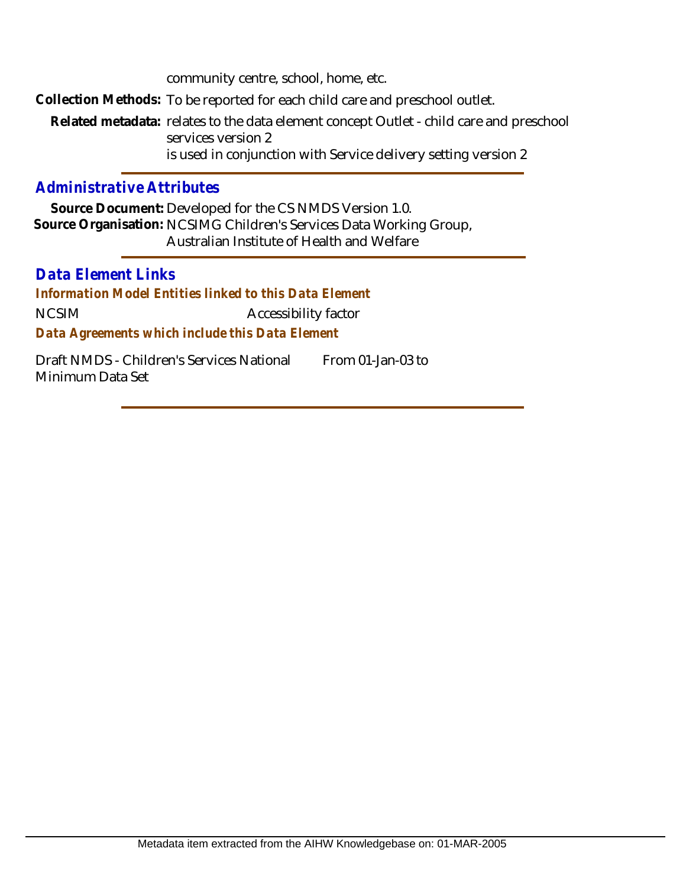community centre, school, home, etc.

**Collection Methods:** To be reported for each child care and preschool outlet.

**Related metadata:** relates to the data element concept Outlet - child care and preschool services version 2
is used in conjunction with Service delivery setting version 2

## Administrative Attributes

**Source Document:** Developed for the CS NMDS Version 1.0.

**Source Organisation:** NCSIMG Children's Services Data Working Group, Australian Institute of Health and Welfare

## Data Element Links

### Information Model Entities linked to this Data Element

NCSIM Accessibility factor

### Data Agreements which include this Data Element

Draft NMDS - Children's Services National Minimum Data Set From 01-Jan-03 to

Metadata item extracted from the AIHW Knowledgebase on: 01-MAR-2005